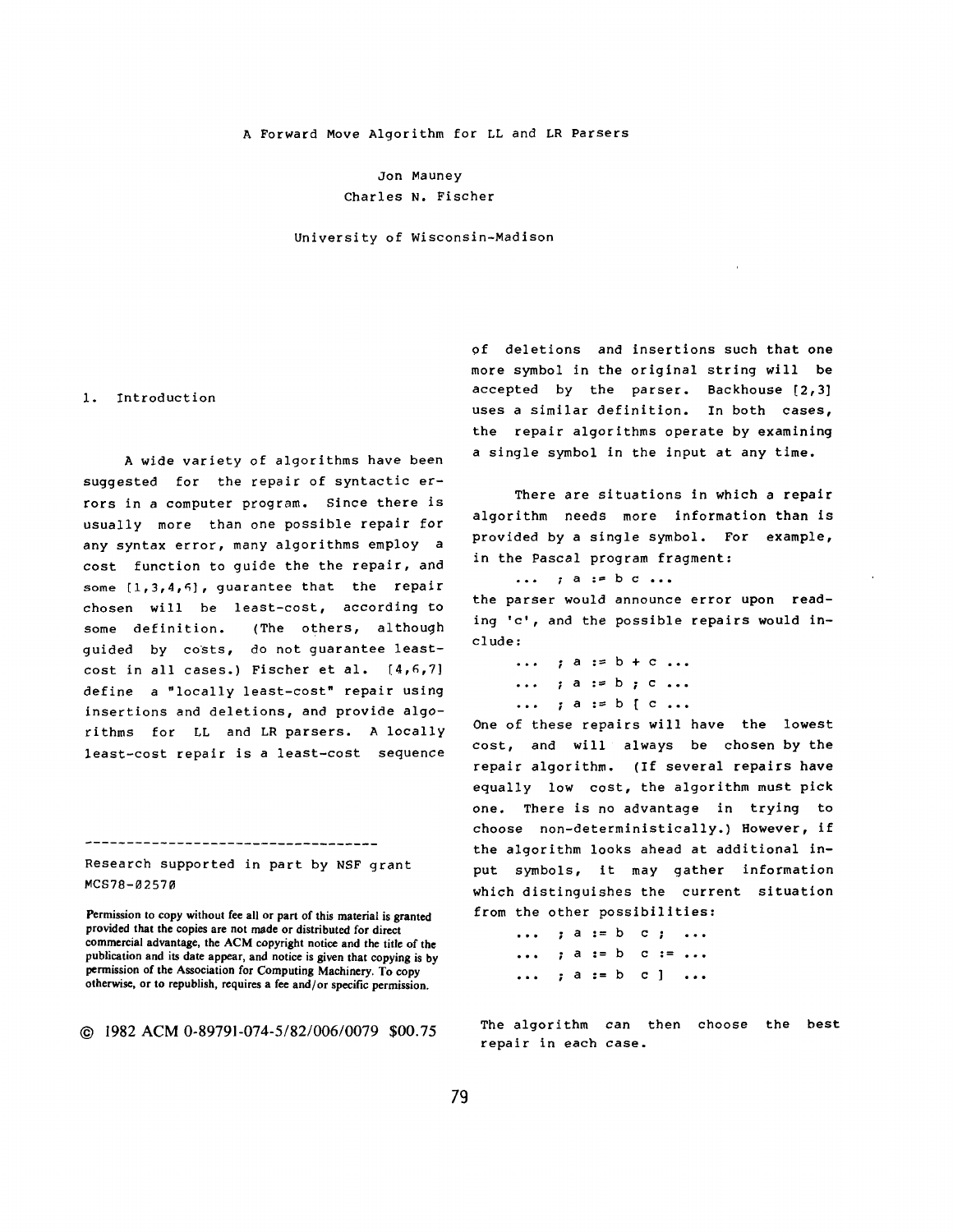# A Forward Move Algorithm for LL and LR Parsers

Jon Mauney
Charles N. Fischer

University of Wisconsin-Madison

## 1. Introduction

A wide variety of algorithms have been suggested for the repair of syntactic errors in a computer program. Since there is usually more than one possible repair for any syntax error, many algorithms employ a cost function to guide the the repair, and some [1,3,4,6], guarantee that the repair chosen will be least-cost, according to some definition. (The others, although guided by costs, do not guarantee least-cost in all cases.) Fischer et al. [4,6,7] define a "locally least-cost" repair using insertions and deletions, and provide algorithms for LL and LR parsers. A locally least-cost repair is a least-cost sequence of deletions and insertions such that one more symbol in the original string will be accepted by the parser. Backhouse [2,3] uses a similar definition. In both cases, the repair algorithms operate by examining a single symbol in the input at any time.

There are situations in which a repair algorithm needs more information than is provided by a single symbol. For example, in the Pascal program fragment:

```
... ; a := b c ...
```

the parser would announce error upon reading 'c', and the possible repairs would include:

```
... ; a := b + c ...
... ; a := b ; c ...
... ; a := b [ c ...
```

One of these repairs will have the lowest cost, and will always be chosen by the repair algorithm. (If several repairs have equally low cost, the algorithm must pick one. There is no advantage in trying to choose non-deterministically.) However, if the algorithm looks ahead at additional input symbols, it may gather information which distinguishes the current situation from the other possibilities:

```
... ; a := b  c ;  ...
... ; a := b  c := ...
... ; a := b  c ]  ...
```

The algorithm can then choose the best repair in each case.

---

Research supported in part by NSF grant MCS78-02570

Permission to copy without fee all or part of this material is granted provided that the copies are not made or distributed for direct commercial advantage, the ACM copyright notice and the title of the publication and its date appear, and notice is given that copying is by permission of the Association for Computing Machinery. To copy otherwise, or to republish, requires a fee and/or specific permission.

© 1982 ACM 0-89791-074-5/82/006/0079 $00.75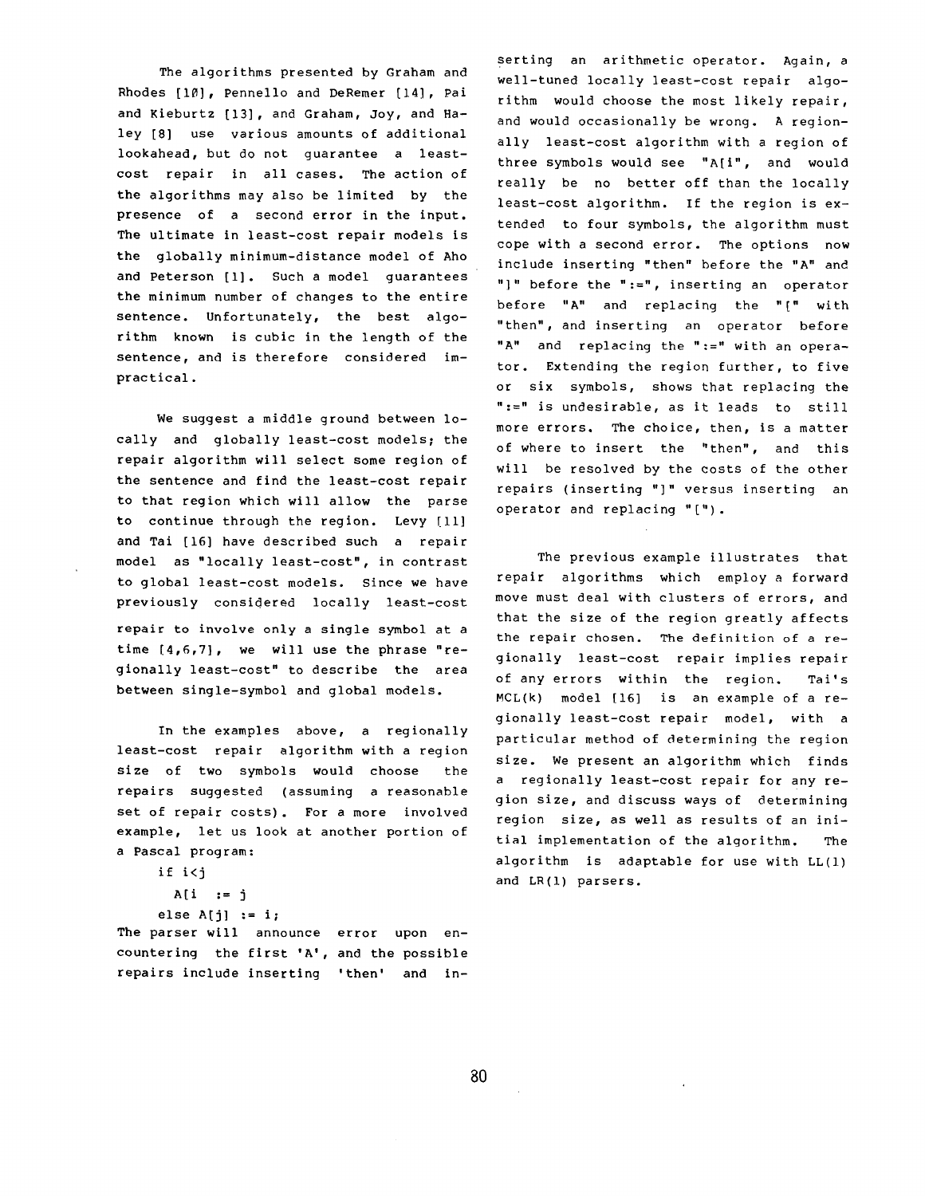The algorithms presented by Graham and Rhodes [10], Pennello and DeRemer [14], Pai and Kieburtz [13], and Graham, Joy, and Haley [8] use various amounts of additional lookahead, but do not guarantee a least-cost repair in all cases. The action of the algorithms may also be limited by the presence of a second error in the input. The ultimate in least-cost repair models is the globally minimum-distance model of Aho and Peterson [1]. Such a model guarantees the minimum number of changes to the entire sentence. Unfortunately, the best algorithm known is cubic in the length of the sentence, and is therefore considered impractical.

We suggest a middle ground between locally and globally least-cost models; the repair algorithm will select some region of the sentence and find the least-cost repair to that region which will allow the parse to continue through the region. Levy [11] and Tai [16] have described such a repair model as "locally least-cost", in contrast to global least-cost models. Since we have previously considered locally least-cost repair to involve only a single symbol at a time [4,6,7], we will use the phrase "regionally least-cost" to describe the area between single-symbol and global models.

In the examples above, a regionally least-cost repair algorithm with a region size of two symbols would choose the repairs suggested (assuming a reasonable set of repair costs). For a more involved example, let us look at another portion of a Pascal program:

```
if i<j
  A[i  := j
else A[j] := i;
```

The parser will announce error upon encountering the first 'A', and the possible repairs include inserting 'then' and inserting an arithmetic operator. Again, a well-tuned locally least-cost repair algorithm would choose the most likely repair, and would occasionally be wrong. A regionally least-cost algorithm with a region of three symbols would see "A[i", and would really be no better off than the locally least-cost algorithm. If the region is extended to four symbols, the algorithm must cope with a second error. The options now include inserting "then" before the "A" and "]" before the ":=", inserting an operator before "A" and replacing the "[" with "then", and inserting an operator before "A" and replacing the ":=" with an operator. Extending the region further, to five or six symbols, shows that replacing the ":=" is undesirable, as it leads to still more errors. The choice, then, is a matter of where to insert the "then", and this will be resolved by the costs of the other repairs (inserting "]" versus inserting an operator and replacing "[").

The previous example illustrates that repair algorithms which employ a forward move must deal with clusters of errors, and that the size of the region greatly affects the repair chosen. The definition of a regionally least-cost repair implies repair of any errors within the region. Tai's MCL(k) model [16] is an example of a regionally least-cost repair model, with a particular method of determining the region size. We present an algorithm which finds a regionally least-cost repair for any region size, and discuss ways of determining region size, as well as results of an initial implementation of the algorithm. The algorithm is adaptable for use with LL(1) and LR(1) parsers.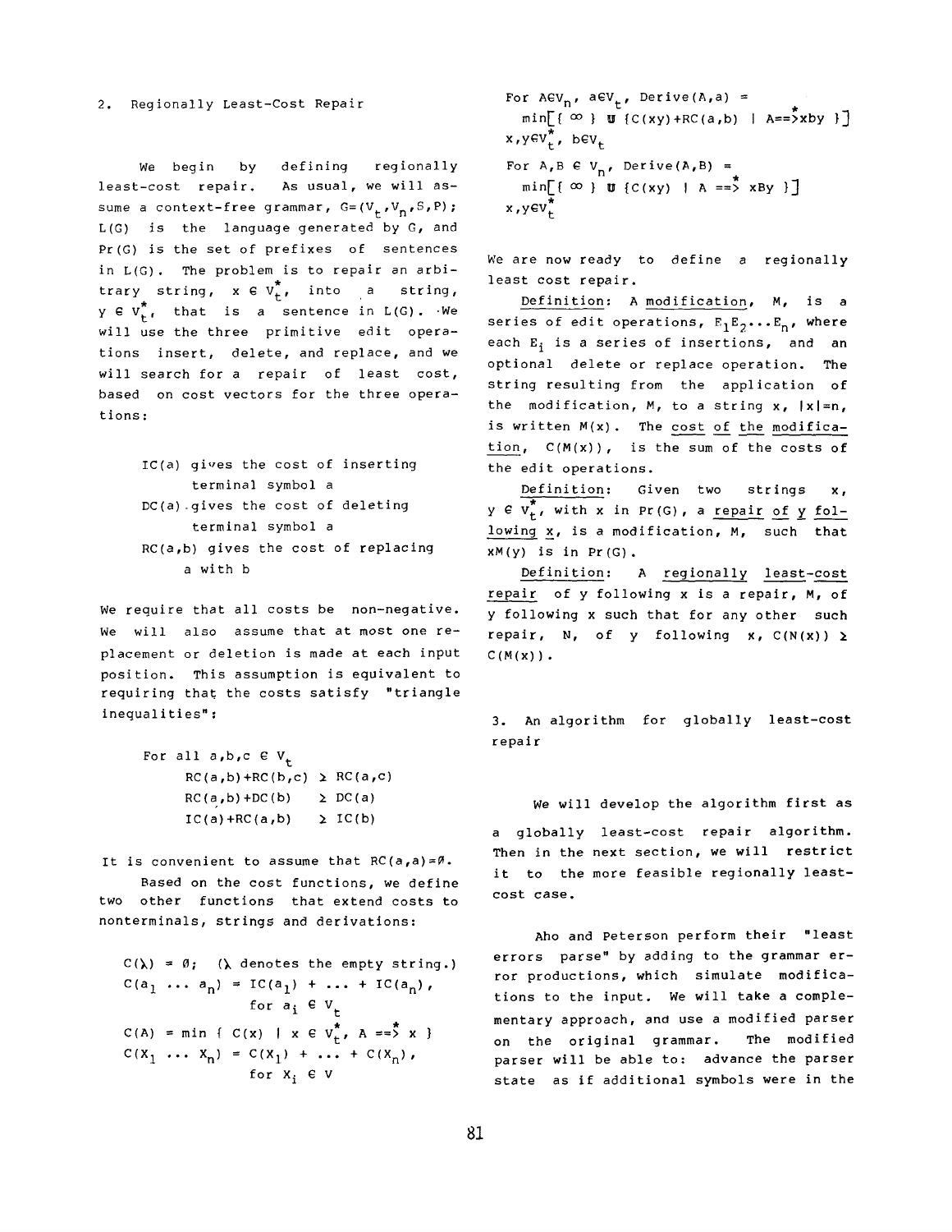## 2. Regionally Least-Cost Repair

We begin by defining regionally least-cost repair. As usual, we will assume a context-free grammar, $G=(V_t,V_n,S,P)$; $L(G)$ is the language generated by G, and $Pr(G)$ is the set of prefixes of sentences in $L(G)$. The problem is to repair an arbitrary string, $x \in V_t^*$, into a string, $y \in V_t^*$, that is a sentence in $L(G)$. We will use the three primitive edit operations insert, delete, and replace, and we will search for a repair of least cost, based on cost vectors for the three operations:

- IC(a) gives the cost of inserting terminal symbol a
- DC(a) gives the cost of deleting terminal symbol a
- RC(a,b) gives the cost of replacing a with b

We require that all costs be non-negative. We will also assume that at most one replacement or deletion is made at each input position. This assumption is equivalent to requiring that the costs satisfy "triangle inequalities":

For all $a,b,c \in V_t$

$$RC(a,b)+RC(b,c) \geq RC(a,c)$$
$$RC(a,b)+DC(b) \geq DC(a)$$
$$IC(a)+RC(a,b) \geq IC(b)$$

It is convenient to assume that $RC(a,a)=0$.

Based on the cost functions, we define two other functions that extend costs to nonterminals, strings and derivations:

$C(\lambda) = 0$; ($\lambda$ denotes the empty string.)

$C(a_1 \ldots a_n) = IC(a_1) + \ldots + IC(a_n)$, for $a_i \in V_t$

$C(A) = \min \{ C(x) \mid x \in V_t^*, A \overset{*}{\Longrightarrow} x \}$

$C(X_1 \ldots X_n) = C(X_1) + \ldots + C(X_n)$, for $X_i \in V$

For $A \in V_n$, $a \in V_t$, $\text{Derive}(A,a) = \min\limits_{x,y \in V_t^*,\, b \in V_t} [\{ \infty \} \cup \{C(xy)+RC(a,b) \mid A \overset{*}{\Longrightarrow} xby \}]$

For $A,B \in V_n$, $\text{Derive}(A,B) = \min\limits_{x,y \in V_t^*} [\{ \infty \} \cup \{C(xy) \mid A \overset{*}{\Longrightarrow} xBy \}]$

We are now ready to define a regionally least cost repair.

Definition: A modification, M, is a series of edit operations, $E_1E_2 \ldots E_n$, where each $E_i$ is a series of insertions, and an optional delete or replace operation. The string resulting from the application of the modification, M, to a string x, $|x|=n$, is written $M(x)$. The cost of the modification, $C(M(x))$, is the sum of the costs of the edit operations.

Definition: Given two strings x, $y \in V_t^*$, with x in $Pr(G)$, a repair of y following x, is a modification, M, such that $xM(y)$ is in $Pr(G)$.

Definition: A regionally least-cost repair of y following x is a repair, M, of y following x such that for any other such repair, N, of y following x, $C(N(x)) \geq C(M(x))$.

## 3. An algorithm for globally least-cost repair

We will develop the algorithm first as a globally least-cost repair algorithm. Then in the next section, we will restrict it to the more feasible regionally least-cost case.

Aho and Peterson perform their "least errors parse" by adding to the grammar error productions, which simulate modifications to the input. We will take a complementary approach, and use a modified parser on the original grammar. The modified parser will be able to: advance the parser state as if additional symbols were in the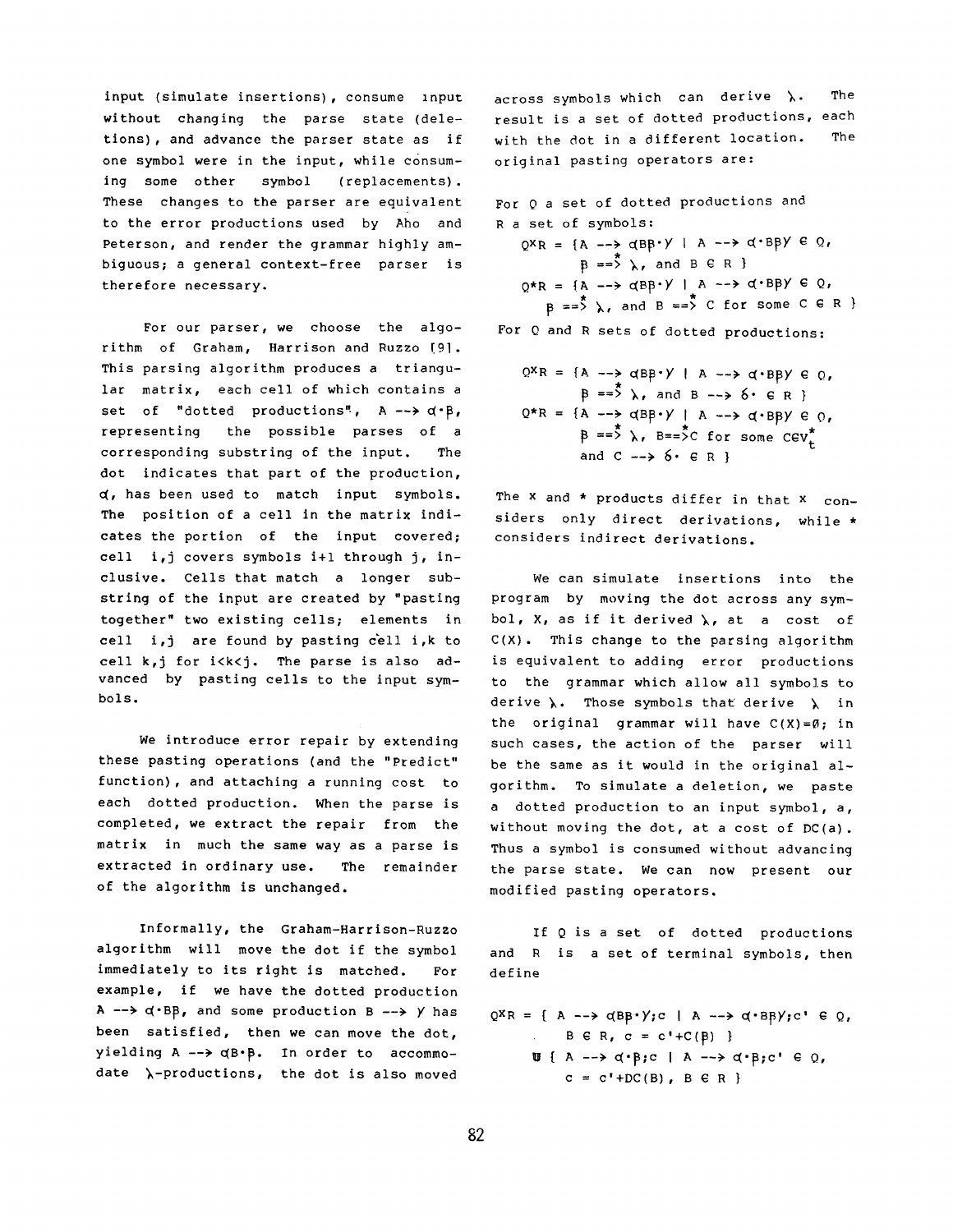input (simulate insertions), consume input without changing the parse state (deletions), and advance the parser state as if one symbol were in the input, while consuming some other symbol (replacements). These changes to the parser are equivalent to the error productions used by Aho and Peterson, and render the grammar highly ambiguous; a general context-free parser is therefore necessary.

For our parser, we choose the algorithm of Graham, Harrison and Ruzzo [9]. This parsing algorithm produces a triangular matrix, each cell of which contains a set of "dotted productions", $A \rightarrow \alpha \cdot \beta$, representing the possible parses of a corresponding substring of the input. The dot indicates that part of the production, $\alpha$, has been used to match input symbols. The position of a cell in the matrix indicates the portion of the input covered; cell $i,j$ covers symbols $i+1$ through $j$, inclusive. Cells that match a longer substring of the input are created by "pasting together" two existing cells; elements in cell $i,j$ are found by pasting cell $i,k$ to cell $k,j$ for $i<k<j$. The parse is also advanced by pasting cells to the input symbols.

We introduce error repair by extending these pasting operations (and the "Predict" function), and attaching a running cost to each dotted production. When the parse is completed, we extract the repair from the matrix in much the same way as a parse is extracted in ordinary use. The remainder of the algorithm is unchanged.

Informally, the Graham-Harrison-Ruzzo algorithm will move the dot if the symbol immediately to its right is matched. For example, if we have the dotted production $A \rightarrow \alpha \cdot B\beta$, and some production $B \rightarrow \gamma$ has been satisfied, then we can move the dot, yielding $A \rightarrow \alpha B \cdot \beta$. In order to accommodate $\lambda$-productions, the dot is also moved across symbols which can derive $\lambda$. The result is a set of dotted productions, each with the dot in a different location. The original pasting operators are:

For Q a set of dotted productions and R a set of symbols:

$$Q \times R = \{ A \rightarrow \alpha B\beta \cdot \gamma \mid A \rightarrow \alpha \cdot B\beta\gamma \in Q, \; \beta \overset{*}{\Longrightarrow} \lambda, \text{ and } B \in R \}$$

$$Q * R = \{ A \rightarrow \alpha B\beta \cdot \gamma \mid A \rightarrow \alpha \cdot B\beta\gamma \in Q, \; \beta \overset{*}{\Longrightarrow} \lambda, \text{ and } B \overset{*}{\Longrightarrow} C \text{ for some } C \in R \}$$

For Q and R sets of dotted productions:

$$Q \times R = \{ A \rightarrow \alpha B\beta \cdot \gamma \mid A \rightarrow \alpha \cdot B\beta\gamma \in Q, \; \beta \overset{*}{\Longrightarrow} \lambda, \text{ and } B \rightarrow \delta \cdot \in R \}$$

$$Q * R = \{ A \rightarrow \alpha B\beta \cdot \gamma \mid A \rightarrow \alpha \cdot B\beta\gamma \in Q, \; \beta \overset{*}{\Longrightarrow} \lambda, \; B \overset{*}{\Longrightarrow} C \text{ for some } C \in V_t^* \text{ and } C \rightarrow \delta \cdot \in R \}$$

The $\times$ and $*$ products differ in that $\times$ considers only direct derivations, while $*$ considers indirect derivations.

We can simulate insertions into the program by moving the dot across any symbol, X, as if it derived $\lambda$, at a cost of $C(X)$. This change to the parsing algorithm is equivalent to adding error productions to the grammar which allow all symbols to derive $\lambda$. Those symbols that derive $\lambda$ in the original grammar will have $C(X)=0$; in such cases, the action of the parser will be the same as it would in the original algorithm. To simulate a deletion, we paste a dotted production to an input symbol, a, without moving the dot, at a cost of $DC(a)$. Thus a symbol is consumed without advancing the parse state. We can now present our modified pasting operators.

If Q is a set of dotted productions and R is a set of terminal symbols, then define

$$Q \times R = \{ A \rightarrow \alpha B\beta \cdot \gamma ; c \mid A \rightarrow \alpha \cdot B\beta\gamma ; c' \in Q, \; B \in R, \; c = c' + C(\beta) \}$$
$$\cup \; \{ A \rightarrow \alpha \cdot \beta ; c \mid A \rightarrow \alpha \cdot \beta ; c' \in Q, \; c = c' + DC(B), \; B \in R \}$$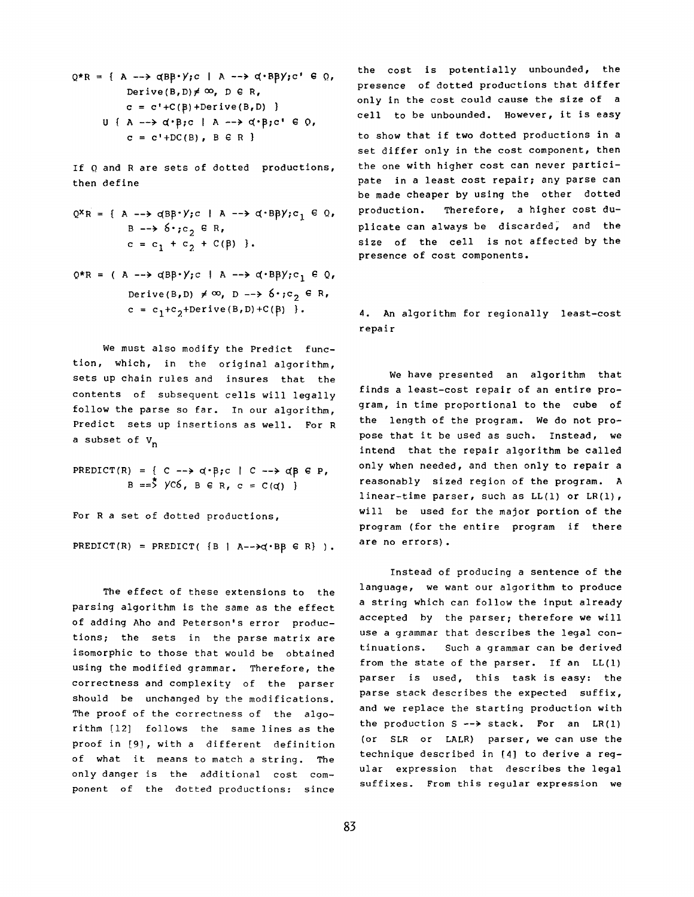$$Q*R = \{\ A \rightarrow \alpha B\beta\cdot\gamma;c \mid A \rightarrow \alpha\cdot B\beta\gamma;c' \in Q,\ \text{Derive}(B,D) \neq \infty,\ D \in R,\ c = c'+C(\beta)+\text{Derive}(B,D)\ \}$$
$$\cup\ \{\ A \rightarrow \alpha\cdot\beta;c \mid A \rightarrow \alpha\cdot\beta;c' \in Q,\ c = c'+DC(B),\ B \in R\ \}$$

If Q and R are sets of dotted productions, then define

$$Q^{x}R = \{\ A \rightarrow \alpha B\beta\cdot\gamma;c \mid A \rightarrow \alpha\cdot B\beta\gamma;c_1 \in Q,\ B \rightarrow \delta\cdot;c_2 \in R,\ c = c_1 + c_2 + C(\beta)\ \}.$$

$$Q*R = (\ A \rightarrow \alpha B\beta\cdot\gamma;c \mid A \rightarrow \alpha\cdot B\beta\gamma;c_1 \in Q,\ \text{Derive}(B,D) \neq \infty,\ D \rightarrow \delta\cdot;c_2 \in R,\ c = c_1+c_2+\text{Derive}(B,D)+C(\beta)\ \}.$$

We must also modify the Predict function, which, in the original algorithm, sets up chain rules and insures that the contents of subsequent cells will legally follow the parse so far. In our algorithm, Predict sets up insertions as well. For R a subset of $V_n$

$$\text{PREDICT}(R) = \{\ C \rightarrow \alpha\cdot\beta;c \mid C \rightarrow \alpha\beta \in P,\ B \overset{*}{\Rightarrow} \gamma C\delta,\ B \in R,\ c = C(\alpha)\ \}$$

For R a set of dotted productions,

$$\text{PREDICT}(R) = \text{PREDICT}(\ \{B \mid A \rightarrow \alpha\cdot B\beta \in R\}\ ).$$

The effect of these extensions to the parsing algorithm is the same as the effect of adding Aho and Peterson's error productions; the sets in the parse matrix are isomorphic to those that would be obtained using the modified grammar. Therefore, the correctness and complexity of the parser should be unchanged by the modifications. The proof of the correctness of the algorithm [12] follows the same lines as the proof in [9], with a different definition of what it means to match a string. The only danger is the additional cost component of the dotted productions: since the cost is potentially unbounded, the presence of dotted productions that differ only in the cost could cause the size of a cell to be unbounded. However, it is easy to show that if two dotted productions in a set differ only in the cost component, then the one with higher cost can never participate in a least cost repair; any parse can be made cheaper by using the other dotted production. Therefore, a higher cost duplicate can always be discarded, and the size of the cell is not affected by the presence of cost components.

## 4. An algorithm for regionally least-cost repair

We have presented an algorithm that finds a least-cost repair of an entire program, in time proportional to the cube of the length of the program. We do not propose that it be used as such. Instead, we intend that the repair algorithm be called only when needed, and then only to repair a reasonably sized region of the program. A linear-time parser, such as LL(1) or LR(1), will be used for the major portion of the program (for the entire program if there are no errors).

Instead of producing a sentence of the language, we want our algorithm to produce a string which can follow the input already accepted by the parser; therefore we will use a grammar that describes the legal continuations. Such a grammar can be derived from the state of the parser. If an LL(1) parser is used, this task is easy: the parse stack describes the expected suffix, and we replace the starting production with the production S --> stack. For an LR(1) (or SLR or LALR) parser, we can use the technique described in [4] to derive a regular expression that describes the legal suffixes. From this regular expression we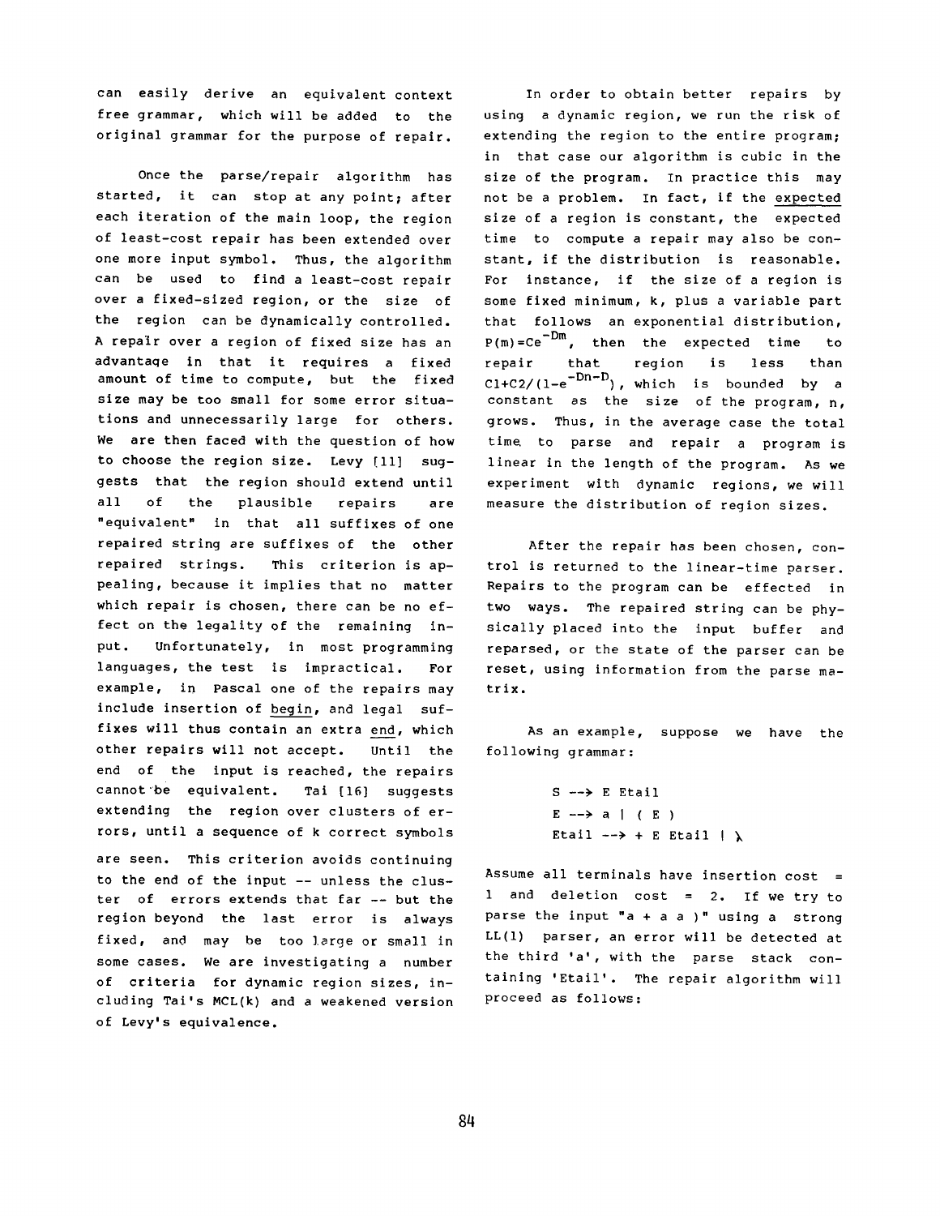can easily derive an equivalent context free grammar, which will be added to the original grammar for the purpose of repair.

Once the parse/repair algorithm has started, it can stop at any point; after each iteration of the main loop, the region of least-cost repair has been extended over one more input symbol. Thus, the algorithm can be used to find a least-cost repair over a fixed-sized region, or the size of the region can be dynamically controlled. A repair over a region of fixed size has an advantage in that it requires a fixed amount of time to compute, but the fixed size may be too small for some error situations and unnecessarily large for others. We are then faced with the question of how to choose the region size. Levy [11] suggests that the region should extend until all of the plausible repairs are "equivalent" in that all suffixes of one repaired string are suffixes of the other repaired strings. This criterion is appealing, because it implies that no matter which repair is chosen, there can be no effect on the legality of the remaining input. Unfortunately, in most programming languages, the test is impractical. For example, in Pascal one of the repairs may include insertion of <u>begin</u>, and legal suffixes will thus contain an extra <u>end</u>, which other repairs will not accept. Until the end of the input is reached, the repairs cannot be equivalent. Tai [16] suggests extending the region over clusters of errors, until a sequence of k correct symbols are seen. This criterion avoids continuing to the end of the input -- unless the cluster of errors extends that far -- but the region beyond the last error is always fixed, and may be too large or small in some cases. We are investigating a number of criteria for dynamic region sizes, including Tai's MCL(k) and a weakened version of Levy's equivalence.

In order to obtain better repairs by using a dynamic region, we run the risk of extending the region to the entire program; in that case our algorithm is cubic in the size of the program. In practice this may not be a problem. In fact, if the <u>expected</u> size of a region is constant, the expected time to compute a repair may also be constant, if the distribution is reasonable. For instance, if the size of a region is some fixed minimum, k, plus a variable part that follows an exponential distribution, $P(m)=Ce^{-Dm}$, then the expected time to repair that region is less than $C1+C2/(1-e^{-Dn-D})$, which is bounded by a constant as the size of the program, n, grows. Thus, in the average case the total time to parse and repair a program is linear in the length of the program. As we experiment with dynamic regions, we will measure the distribution of region sizes.

After the repair has been chosen, control is returned to the linear-time parser. Repairs to the program can be effected in two ways. The repaired string can be physically placed into the input buffer and reparsed, or the state of the parser can be reset, using information from the parse matrix.

As an example, suppose we have the following grammar:

```
S --> E Etail
E --> a | ( E )
Etail --> + E Etail | λ
```

Assume all terminals have insertion cost = 1 and deletion cost = 2. If we try to parse the input "a + a a )" using a strong LL(1) parser, an error will be detected at the third 'a', with the parse stack containing 'Etail'. The repair algorithm will proceed as follows: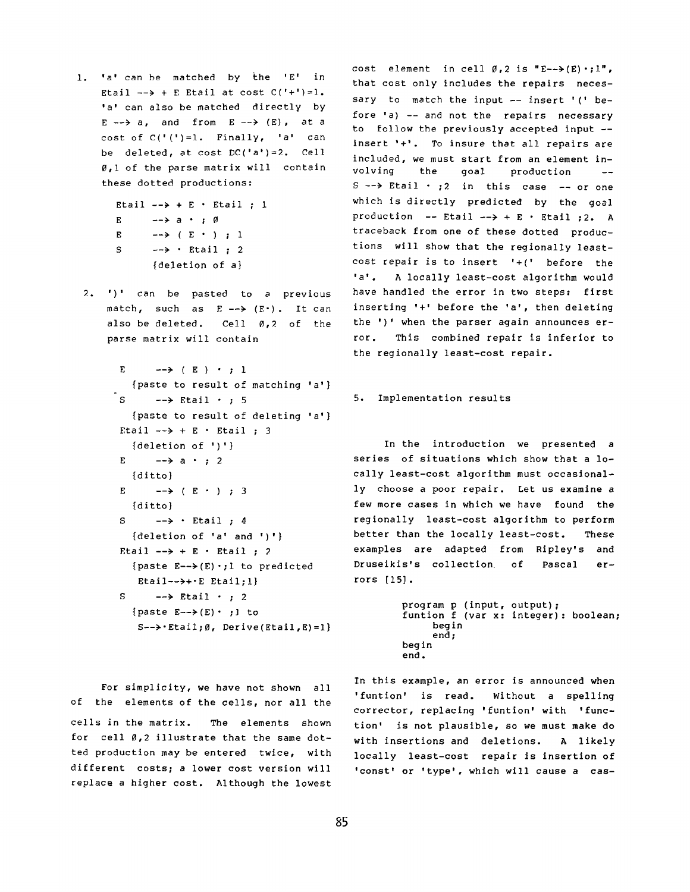1. 'a' can be matched by the 'E' in Etail --> + E Etail at cost C('+')=1. 'a' can also be matched directly by E --> a, and from E --> (E), at a cost of C('(')=1. Finally, 'a' can be deleted, at cost DC('a')=2. Cell Ø,1 of the parse matrix will contain these dotted productions:

```
Etail --> + E · Etail ; 1
E     --> a · ; Ø
E     --> ( E · ) ; 1
S     --> · Etail ; 2
      {deletion of a}
```

2. ')' can be pasted to a previous match, such as E --> (E·). It can also be deleted. Cell Ø,2 of the parse matrix will contain

```
E     --> ( E ) · ; 1
  {paste to result of matching 'a'}
S     --> Etail · ; 5
  {paste to result of deleting 'a'}
Etail --> + E · Etail ; 3
  {deletion of ')'}
E     --> a · ; 2
  {ditto}
E     --> ( E · ) ; 3
  {ditto}
S     --> · Etail ; 4
  {deletion of 'a' and ')'}
Etail --> + E · Etail ; 2
  {paste E-->(E)·;1 to predicted
   Etail-->+·E Etail;1}
S     --> Etail · ; 2
  {paste E-->(E)· ;1 to
   S-->·Etail;Ø, Derive(Etail,E)=1}
```

For simplicity, we have not shown all of the elements of the cells, nor all the cells in the matrix. The elements shown for cell Ø,2 illustrate that the same dotted production may be entered twice, with different costs; a lower cost version will replace a higher cost. Although the lowest cost element in cell Ø,2 is "E-->(E)·;1", that cost only includes the repairs necessary to match the input -- insert '(' before 'a) -- and not the repairs necessary to follow the previously accepted input -- insert '+'. To insure that all repairs are included, we must start from an element involving the goal production -- S --> Etail · ;2 in this case -- or one which is directly predicted by the goal production -- Etail --> + E · Etail ;2. A traceback from one of these dotted productions will show that the regionally least-cost repair is to insert '+(' before the 'a'. A locally least-cost algorithm would have handled the error in two steps: first inserting '+' before the 'a', then deleting the ')' when the parser again announces error. This combined repair is inferior to the regionally least-cost repair.

## 5. Implementation results

In the introduction we presented a series of situations which show that a locally least-cost algorithm must occasionally choose a poor repair. Let us examine a few more cases in which we have found the regionally least-cost algorithm to perform better than the locally least-cost. These examples are adapted from Ripley's and Druseikis's collection of Pascal errors [15].

```
program p (input, output);
funtion f (var x: integer): boolean;
     begin
     end;
begin
end.
```

In this example, an error is announced when 'funtion' is read. Without a spelling corrector, replacing 'funtion' with 'function' is not plausible, so we must make do with insertions and deletions. A likely locally least-cost repair is insertion of 'const' or 'type', which will cause a cas-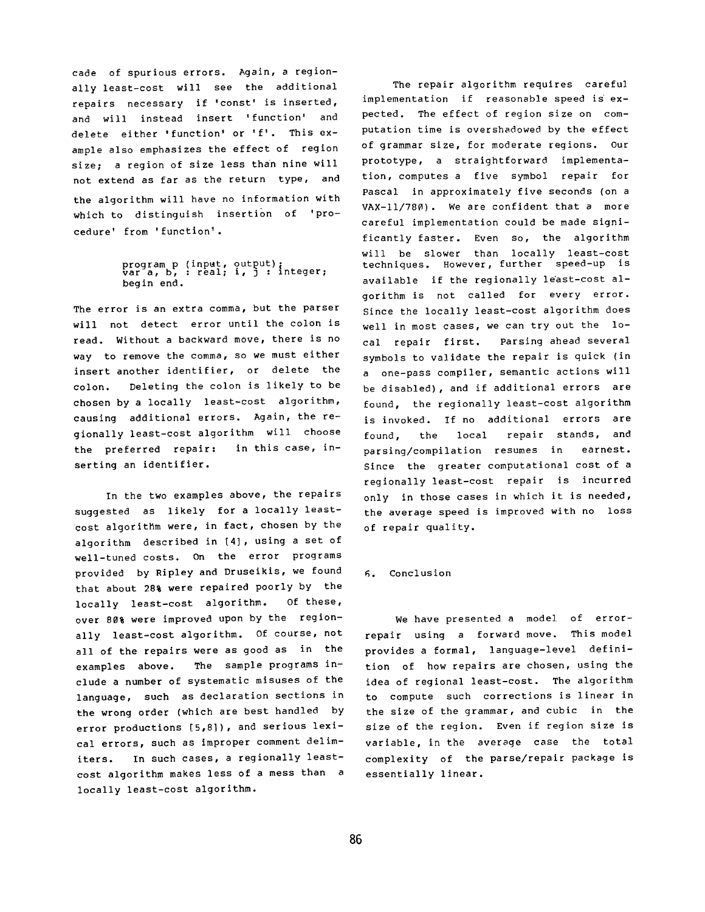cade of spurious errors. Again, a regionally least-cost will see the additional repairs necessary if 'const' is inserted, and will instead insert 'function' and delete either 'function' or 'f'. This example also emphasizes the effect of region size; a region of size less than nine will not extend as far as the return type, and the algorithm will have no information with which to distinguish insertion of 'procedure' from 'function'.

```
program p (input, output);
var a, b, : real; i, j : integer;
begin end.
```

The error is an extra comma, but the parser will not detect error until the colon is read. Without a backward move, there is no way to remove the comma, so we must either insert another identifier, or delete the colon. Deleting the colon is likely to be chosen by a locally least-cost algorithm, causing additional errors. Again, the regionally least-cost algorithm will choose the preferred repair: in this case, inserting an identifier.

In the two examples above, the repairs suggested as likely for a locally least-cost algorithm were, in fact, chosen by the algorithm described in [4], using a set of well-tuned costs. On the error programs provided by Ripley and Druseikis, we found that about 28% were repaired poorly by the locally least-cost algorithm. Of these, over 80% were improved upon by the regionally least-cost algorithm. Of course, not all of the repairs were as good as in the examples above. The sample programs include a number of systematic misuses of the language, such as declaration sections in the wrong order (which are best handled by error productions [5,8]), and serious lexical errors, such as improper comment delimiters. In such cases, a regionally least-cost algorithm makes less of a mess than a locally least-cost algorithm.

The repair algorithm requires careful implementation if reasonable speed is expected. The effect of region size on computation time is overshadowed by the effect of grammar size, for moderate regions. Our prototype, a straightforward implementation, computes a five symbol repair for Pascal in approximately five seconds (on a VAX-11/780). We are confident that a more careful implementation could be made significantly faster. Even so, the algorithm will be slower than locally least-cost techniques. However, further speed-up is available if the regionally least-cost algorithm is not called for every error. Since the locally least-cost algorithm does well in most cases, we can try out the local repair first. Parsing ahead several symbols to validate the repair is quick (in a one-pass compiler, semantic actions will be disabled), and if additional errors are found, the regionally least-cost algorithm is invoked. If no additional errors are found, the local repair stands, and parsing/compilation resumes in earnest. Since the greater computational cost of a regionally least-cost repair is incurred only in those cases in which it is needed, the average speed is improved with no loss of repair quality.

## 6. Conclusion

We have presented a model of error-repair using a forward move. This model provides a formal, language-level definition of how repairs are chosen, using the idea of regional least-cost. The algorithm to compute such corrections is linear in the size of the grammar, and cubic in the size of the region. Even if region size is variable, in the average case the total complexity of the parse/repair package is essentially linear.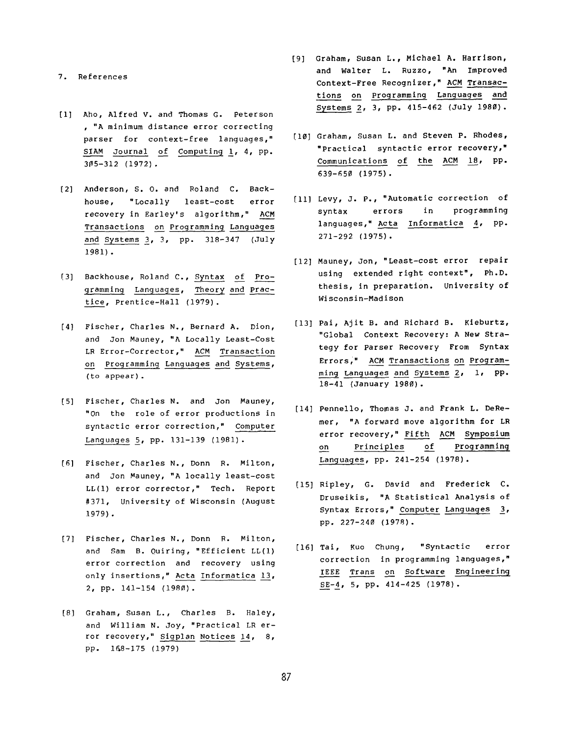## 7. References

[1] Aho, Alfred V. and Thomas G. Peterson, "A minimum distance error correcting parser for context-free languages," SIAM Journal of Computing 1, 4, pp. 305-312 (1972).

[2] Anderson, S. O. and Roland C. Backhouse, "Locally least-cost error recovery in Earley's algorithm," ACM Transactions on Programming Languages and Systems 3, 3, pp. 318-347 (July 1981).

[3] Backhouse, Roland C., Syntax of Programming Languages, Theory and Practice, Prentice-Hall (1979).

[4] Fischer, Charles N., Bernard A. Dion, and Jon Mauney, "A Locally Least-Cost LR Error-Corrector," ACM Transaction on Programming Languages and Systems, (to appear).

[5] Fischer, Charles N. and Jon Mauney, "On the role of error productions in syntactic error correction," Computer Languages 5, pp. 131-139 (1981).

[6] Fischer, Charles N., Donn R. Milton, and Jon Mauney, "A locally least-cost LL(1) error corrector," Tech. Report #371, University of Wisconsin (August 1979).

[7] Fischer, Charles N., Donn R. Milton, and Sam B. Quiring, "Efficient LL(1) error correction and recovery using only insertions," Acta Informatica 13, 2, pp. 141-154 (1980).

[8] Graham, Susan L., Charles B. Haley, and William N. Joy, "Practical LR error recovery," Sigplan Notices 14, 8, pp. 168-175 (1979)

[9] Graham, Susan L., Michael A. Harrison, and Walter L. Ruzzo, "An Improved Context-Free Recognizer," ACM Transactions on Programming Languages and Systems 2, 3, pp. 415-462 (July 1980).

[10] Graham, Susan L. and Steven P. Rhodes, "Practical syntactic error recovery," Communications of the ACM 18, pp. 639-650 (1975).

[11] Levy, J. P., "Automatic correction of syntax errors in programming languages," Acta Informatica 4, pp. 271-292 (1975).

[12] Mauney, Jon, "Least-cost error repair using extended right context", Ph.D. thesis, in preparation. University of Wisconsin-Madison

[13] Pai, Ajit B. and Richard B. Kieburtz, "Global Context Recovery: A New Strategy for Parser Recovery From Syntax Errors," ACM Transactions on Programming Languages and Systems 2, 1, pp. 18-41 (January 1980).

[14] Pennello, Thomas J. and Frank L. DeRemer, "A forward move algorithm for LR error recovery," Fifth ACM Symposium on Principles of Programming Languages, pp. 241-254 (1978).

[15] Ripley, G. David and Frederick C. Druseikis, "A Statistical Analysis of Syntax Errors," Computer Languages 3, pp. 227-240 (1978).

[16] Tai, Kuo Chung, "Syntactic error correction in programming languages," IEEE Trans on Software Engineering SE-4, 5, pp. 414-425 (1978).